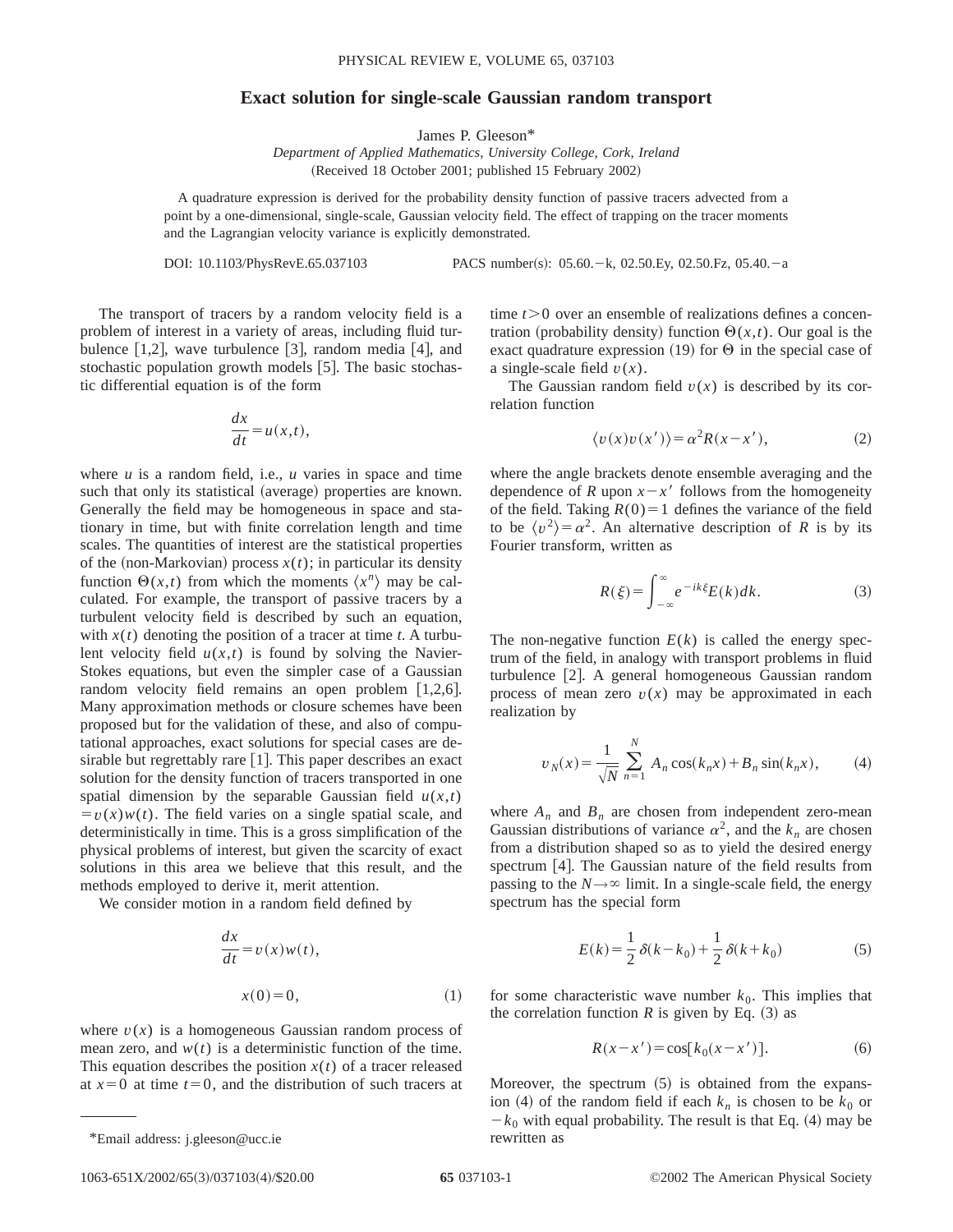# Exact solution for single-scale Gaussian random transport

James P. Gleeson*

*Department of Applied Mathematics, University College, Cork, Ireland*

(Received 18 October 2001; published 15 February 2002)

A quadrature expression is derived for the probability density function of passive tracers advected from a point by a one-dimensional, single-scale, Gaussian velocity field. The effect of trapping on the tracer moments and the Lagrangian velocity variance is explicitly demonstrated.

DOI: 10.1103/PhysRevE.65.037103    PACS number(s): 05.60.−k, 02.50.Ey, 02.50.Fz, 05.40.−a

The transport of tracers by a random velocity field is a problem of interest in a variety of areas, including fluid turbulence [1,2], wave turbulence [3], random media [4], and stochastic population growth models [5]. The basic stochastic differential equation is of the form

$$\frac{dx}{dt}=u(x,t),$$

where $u$ is a random field, i.e., $u$ varies in space and time such that only its statistical (average) properties are known. Generally the field may be homogeneous in space and stationary in time, but with finite correlation length and time scales. The quantities of interest are the statistical properties of the (non-Markovian) process $x(t)$; in particular its density function $\Theta(x,t)$ from which the moments $\langle x^n\rangle$ may be calculated. For example, the transport of passive tracers by a turbulent velocity field is described by such an equation, with $x(t)$ denoting the position of a tracer at time $t$. A turbulent velocity field $u(x,t)$ is found by solving the Navier-Stokes equations, but even the simpler case of a Gaussian random velocity field remains an open problem [1,2,6]. Many approximation methods or closure schemes have been proposed but for the validation of these, and also of computational approaches, exact solutions for special cases are desirable but regrettably rare [1]. This paper describes an exact solution for the density function of tracers transported in one spatial dimension by the separable Gaussian field $u(x,t)=v(x)w(t)$. The field varies on a single spatial scale, and deterministically in time. This is a gross simplification of the physical problems of interest, but given the scarcity of exact solutions in this area we believe that this result, and the methods employed to derive it, merit attention.

We consider motion in a random field defined by

$$\frac{dx}{dt}=v(x)w(t),$$

$$x(0)=0, \tag{1}$$

where $v(x)$ is a homogeneous Gaussian random process of mean zero, and $w(t)$ is a deterministic function of the time. This equation describes the position $x(t)$ of a tracer released at $x=0$ at time $t=0$, and the distribution of such tracers at time $t>0$ over an ensemble of realizations defines a concentration (probability density) function $\Theta(x,t)$. Our goal is the exact quadrature expression (19) for $\Theta$ in the special case of a single-scale field $v(x)$.

The Gaussian random field $v(x)$ is described by its correlation function

$$\langle v(x)v(x')\rangle=\alpha^2R(x-x'), \tag{2}$$

where the angle brackets denote ensemble averaging and the dependence of $R$ upon $x-x'$ follows from the homogeneity of the field. Taking $R(0)=1$ defines the variance of the field to be $\langle v^2\rangle=\alpha^2$. An alternative description of $R$ is by its Fourier transform, written as

$$R(\xi)=\int_{-\infty}^{\infty}e^{-ik\xi}E(k)dk. \tag{3}$$

The non-negative function $E(k)$ is called the energy spectrum of the field, in analogy with transport problems in fluid turbulence [2]. A general homogeneous Gaussian random process of mean zero $v(x)$ may be approximated in each realization by

$$v_N(x)=\frac{1}{\sqrt{N}}\sum_{n=1}^{N}A_n\cos(k_nx)+B_n\sin(k_nx), \tag{4}$$

where $A_n$ and $B_n$ are chosen from independent zero-mean Gaussian distributions of variance $\alpha^2$, and the $k_n$ are chosen from a distribution shaped so as to yield the desired energy spectrum [4]. The Gaussian nature of the field results from passing to the $N\rightarrow\infty$ limit. In a single-scale field, the energy spectrum has the special form

$$E(k)=\frac{1}{2}\delta(k-k_0)+\frac{1}{2}\delta(k+k_0) \tag{5}$$

for some characteristic wave number $k_0$. This implies that the correlation function $R$ is given by Eq. (3) as

$$R(x-x')=\cos[k_0(x-x')]. \tag{6}$$

Moreover, the spectrum (5) is obtained from the expansion (4) of the random field if each $k_n$ is chosen to be $k_0$ or $-k_0$ with equal probability. The result is that Eq. (4) may be rewritten as

*Email address: j.gleeson@ucc.ie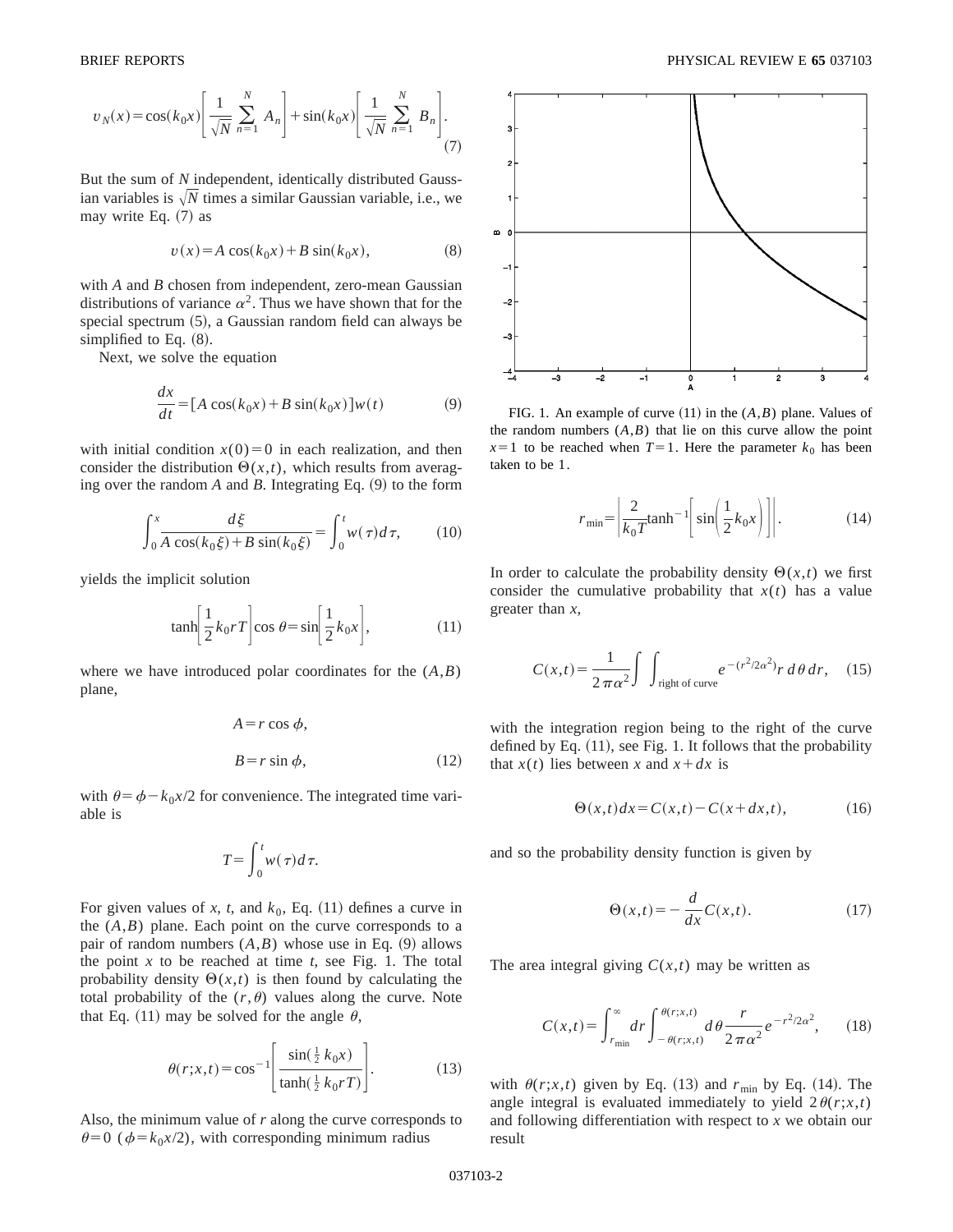$$v_N(x) = \cos(k_0 x)\left[\frac{1}{\sqrt{N}}\sum_{n=1}^{N} A_n\right] + \sin(k_0 x)\left[\frac{1}{\sqrt{N}}\sum_{n=1}^{N} B_n\right]. \tag{7}$$

But the sum of $N$ independent, identically distributed Gaussian variables is $\sqrt{N}$ times a similar Gaussian variable, i.e., we may write Eq. (7) as

$$v(x) = A\cos(k_0 x) + B\sin(k_0 x), \tag{8}$$

with $A$ and $B$ chosen from independent, zero-mean Gaussian distributions of variance $\alpha^2$. Thus we have shown that for the special spectrum (5), a Gaussian random field can always be simplified to Eq. (8).

Next, we solve the equation

$$\frac{dx}{dt} = [A\cos(k_0 x) + B\sin(k_0 x)]w(t) \tag{9}$$

with initial condition $x(0)=0$ in each realization, and then consider the distribution $\Theta(x,t)$, which results from averaging over the random $A$ and $B$. Integrating Eq. (9) to the form

$$\int_0^x \frac{d\xi}{A\cos(k_0\xi) + B\sin(k_0\xi)} = \int_0^t w(\tau)d\tau, \tag{10}$$

yields the implicit solution

$$\tanh\left[\frac{1}{2}k_0 r T\right]\cos\theta = \sin\left[\frac{1}{2}k_0 x\right], \tag{11}$$

where we have introduced polar coordinates for the $(A,B)$ plane,

$$A = r\cos\phi,$$
$$B = r\sin\phi, \tag{12}$$

with $\theta = \phi - k_0 x/2$ for convenience. The integrated time variable is

$$T = \int_0^t w(\tau)d\tau.$$

For given values of $x$, $t$, and $k_0$, Eq. (11) defines a curve in the $(A,B)$ plane. Each point on the curve corresponds to a pair of random numbers $(A,B)$ whose use in Eq. (9) allows the point $x$ to be reached at time $t$, see Fig. 1. The total probability density $\Theta(x,t)$ is then found by calculating the total probability of the $(r,\theta)$ values along the curve. Note that Eq. (11) may be solved for the angle $\theta$,

$$\theta(r;x,t) = \cos^{-1}\left[\frac{\sin(\frac{1}{2}k_0 x)}{\tanh(\frac{1}{2}k_0 r T)}\right]. \tag{13}$$

Also, the minimum value of $r$ along the curve corresponds to $\theta=0$ ($\phi = k_0 x/2$), with corresponding minimum radius

FIG. 1. An example of curve (11) in the $(A,B)$ plane. Values of the random numbers $(A,B)$ that lie on this curve allow the point $x=1$ to be reached when $T=1$. Here the parameter $k_0$ has been taken to be 1.

$$r_{\min} = \left|\frac{2}{k_0 T}\tanh^{-1}\left[\sin\left(\frac{1}{2}k_0 x\right)\right]\right|. \tag{14}$$

In order to calculate the probability density $\Theta(x,t)$ we first consider the cumulative probability that $x(t)$ has a value greater than $x$,

$$C(x,t) = \frac{1}{2\pi\alpha^2}\int\int_{\text{right of curve}} e^{-(r^2/2\alpha^2)} r\, d\theta\, dr, \tag{15}$$

with the integration region being to the right of the curve defined by Eq. (11), see Fig. 1. It follows that the probability that $x(t)$ lies between $x$ and $x+dx$ is

$$\Theta(x,t)dx = C(x,t) - C(x+dx,t), \tag{16}$$

and so the probability density function is given by

$$\Theta(x,t) = -\frac{d}{dx}C(x,t). \tag{17}$$

The area integral giving $C(x,t)$ may be written as

$$C(x,t) = \int_{r_{\min}}^{\infty} dr \int_{-\theta(r;x,t)}^{\theta(r;x,t)} d\theta \frac{r}{2\pi\alpha^2} e^{-r^2/2\alpha^2}, \tag{18}$$

with $\theta(r;x,t)$ given by Eq. (13) and $r_{\min}$ by Eq. (14). The angle integral is evaluated immediately to yield $2\theta(r;x,t)$ and following differentiation with respect to $x$ we obtain our result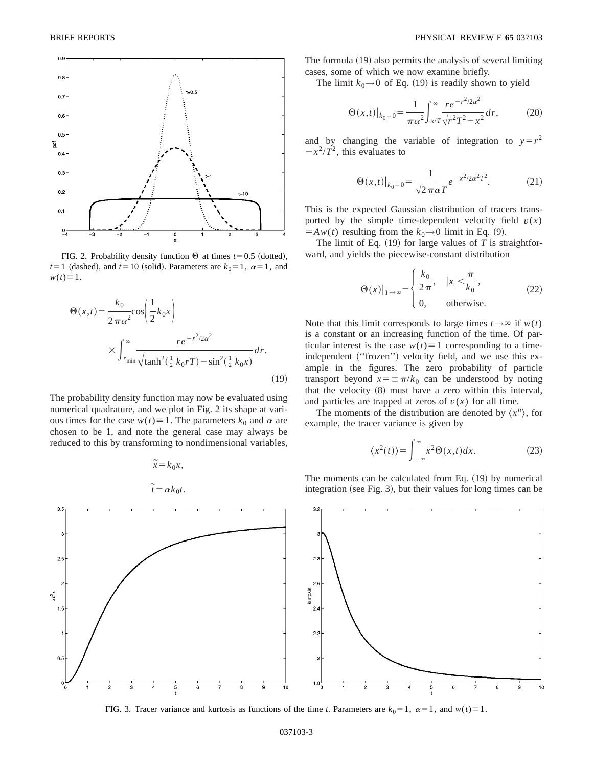FIG. 2. Probability density function $\Theta$ at times $t=0.5$ (dotted), $t=1$ (dashed), and $t=10$ (solid). Parameters are $k_0=1$, $\alpha=1$, and $w(t)\equiv 1$.

$$\Theta(x,t)=\frac{k_0}{2\pi\alpha^2}\cos\left(\frac{1}{2}k_0 x\right)\times\int_{r_{\min}}^{\infty}\frac{re^{-r^2/2\alpha^2}}{\sqrt{\tanh^2(\frac{1}{2}k_0 rT)-\sin^2(\frac{1}{2}k_0 x)}}dr. \tag{19}$$

The probability density function may now be evaluated using numerical quadrature, and we plot in Fig. 2 its shape at various times for the case $w(t)\equiv 1$. The parameters $k_0$ and $\alpha$ are chosen to be 1, and note the general case may always be reduced to this by transforming to nondimensional variables,

$$\tilde{x}=k_0 x,$$

$$\tilde{t}=\alpha k_0 t.$$

The formula (19) also permits the analysis of several limiting cases, some of which we now examine briefly.

The limit $k_0\to 0$ of Eq. (19) is readily shown to yield

$$\Theta(x,t)\big|_{k_0=0}=\frac{1}{\pi\alpha^2}\int_{x/T}^{\infty}\frac{re^{-r^2/2\alpha^2}}{\sqrt{r^2T^2-x^2}}dr, \tag{20}$$

and by changing the variable of integration to $y=r^2-x^2/T^2$, this evaluates to

$$\Theta(x,t)\big|_{k_0=0}=\frac{1}{\sqrt{2\pi}\alpha T}e^{-x^2/2\alpha^2T^2}. \tag{21}$$

This is the expected Gaussian distribution of tracers transported by the simple time-dependent velocity field $v(x)=Aw(t)$ resulting from the $k_0\to 0$ limit in Eq. (9).

The limit of Eq. (19) for large values of $T$ is straightforward, and yields the piecewise-constant distribution

$$\Theta(x)\big|_{T\to\infty}=\begin{cases}\dfrac{k_0}{2\pi}, & |x|<\dfrac{\pi}{k_0},\\ 0, & \text{otherwise.}\end{cases} \tag{22}$$

Note that this limit corresponds to large times $t\to\infty$ if $w(t)$ is a constant or an increasing function of the time. Of particular interest is the case $w(t)\equiv 1$ corresponding to a time-independent ("frozen") velocity field, and we use this example in the figures. The zero probability of particle transport beyond $x=\pm\pi/k_0$ can be understood by noting that the velocity (8) must have a zero within this interval, and particles are trapped at zeros of $v(x)$ for all time.

The moments of the distribution are denoted by $\langle x^n\rangle$, for example, the tracer variance is given by

$$\langle x^2(t)\rangle=\int_{-\infty}^{\infty}x^2\Theta(x,t)dx. \tag{23}$$

The moments can be calculated from Eq. (19) by numerical integration (see Fig. 3), but their values for long times can be

FIG. 3. Tracer variance and kurtosis as functions of the time $t$. Parameters are $k_0=1$, $\alpha=1$, and $w(t)\equiv 1$.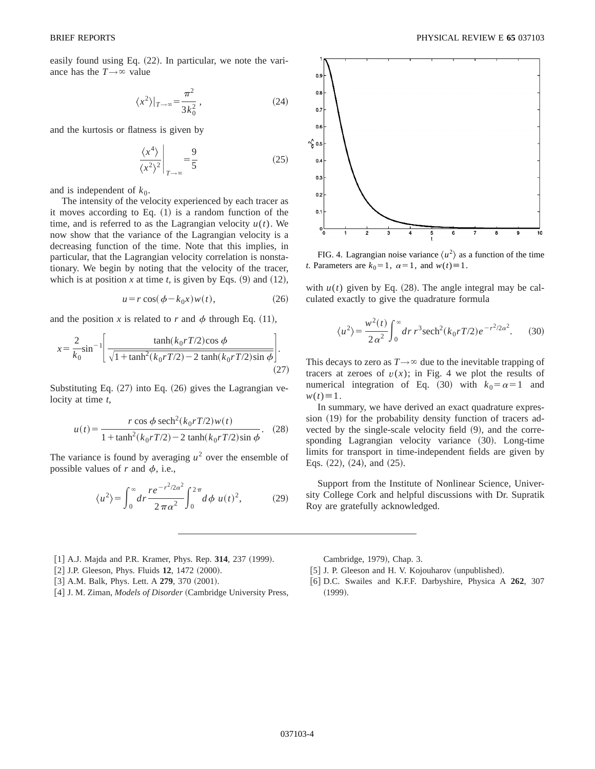easily found using Eq. (22). In particular, we note the variance has the $T \to \infty$ value

$$\langle x^2 \rangle|_{T\to\infty} = \frac{\pi^2}{3k_0^2}, \tag{24}$$

and the kurtosis or flatness is given by

$$\left. \frac{\langle x^4 \rangle}{\langle x^2 \rangle^2} \right|_{T\to\infty} = \frac{9}{5} \tag{25}$$

and is independent of $k_0$.

The intensity of the velocity experienced by each tracer as it moves according to Eq. (1) is a random function of the time, and is referred to as the Lagrangian velocity $u(t)$. We now show that the variance of the Lagrangian velocity is a decreasing function of the time. Note that this implies, in particular, that the Lagrangian velocity correlation is nonstationary. We begin by noting that the velocity of the tracer, which is at position $x$ at time $t$, is given by Eqs. (9) and (12),

$$u = r\cos(\phi - k_0 x) w(t), \tag{26}$$

and the position $x$ is related to $r$ and $\phi$ through Eq. (11),

$$x = \frac{2}{k_0}\sin^{-1}\left[ \frac{\tanh(k_0 r T/2)\cos\phi}{\sqrt{1+\tanh^2(k_0 r T/2) - 2\tanh(k_0 r T/2)\sin\phi}} \right]. \tag{27}$$

Substituting Eq. (27) into Eq. (26) gives the Lagrangian velocity at time $t$,

$$u(t) = \frac{r\cos\phi\,\mathrm{sech}^2(k_0 r T/2) w(t)}{1+\tanh^2(k_0 r T/2) - 2\tanh(k_0 r T/2)\sin\phi}. \tag{28}$$

The variance is found by averaging $u^2$ over the ensemble of possible values of $r$ and $\phi$, i.e.,

$$\langle u^2 \rangle = \int_0^\infty dr \frac{r e^{-r^2/2\alpha^2}}{2\pi\alpha^2} \int_0^{2\pi} d\phi\, u(t)^2, \tag{29}$$

with $u(t)$ given by Eq. (28). The angle integral may be calculated exactly to give the quadrature formula

$$\langle u^2 \rangle = \frac{w^2(t)}{2\alpha^2}\int_0^\infty dr\, r^3 \mathrm{sech}^2(k_0 r T/2) e^{-r^2/2\alpha^2}. \tag{30}$$

This decays to zero as $T\to\infty$ due to the inevitable trapping of tracers at zeroes of $v(x)$; in Fig. 4 we plot the results of numerical integration of Eq. (30) with $k_0 = \alpha = 1$ and $w(t) \equiv 1$.

0 1 2 3 4 5 6 7 8 9 10
t
0 0.1 0.2 0.3 0.4 0.5 0.6 0.7 0.8 0.9 1

FIG. 4. Lagrangian noise variance $\langle u^2 \rangle$ as a function of the time $t$. Parameters are $k_0 = 1$, $\alpha = 1$, and $w(t) \equiv 1$.

In summary, we have derived an exact quadrature expression (19) for the probability density function of tracers advected by the single-scale velocity field (9), and the corresponding Lagrangian velocity variance (30). Long-time limits for transport in time-independent fields are given by Eqs. (22), (24), and (25).

Support from the Institute of Nonlinear Science, University College Cork and helpful discussions with Dr. Supratik Roy are gratefully acknowledged.

---

[1] A.J. Majda and P.R. Kramer, Phys. Rep. **314**, 237 (1999).

[2] J.P. Gleeson, Phys. Fluids **12**, 1472 (2000).

[3] A.M. Balk, Phys. Lett. A **279**, 370 (2001).

[4] J. M. Ziman, *Models of Disorder* (Cambridge University Press, Cambridge, 1979), Chap. 3.

[5] J. P. Gleeson and H. V. Kojouharov (unpublished).

[6] D.C. Swailes and K.F.F. Darbyshire, Physica A **262**, 307 (1999).